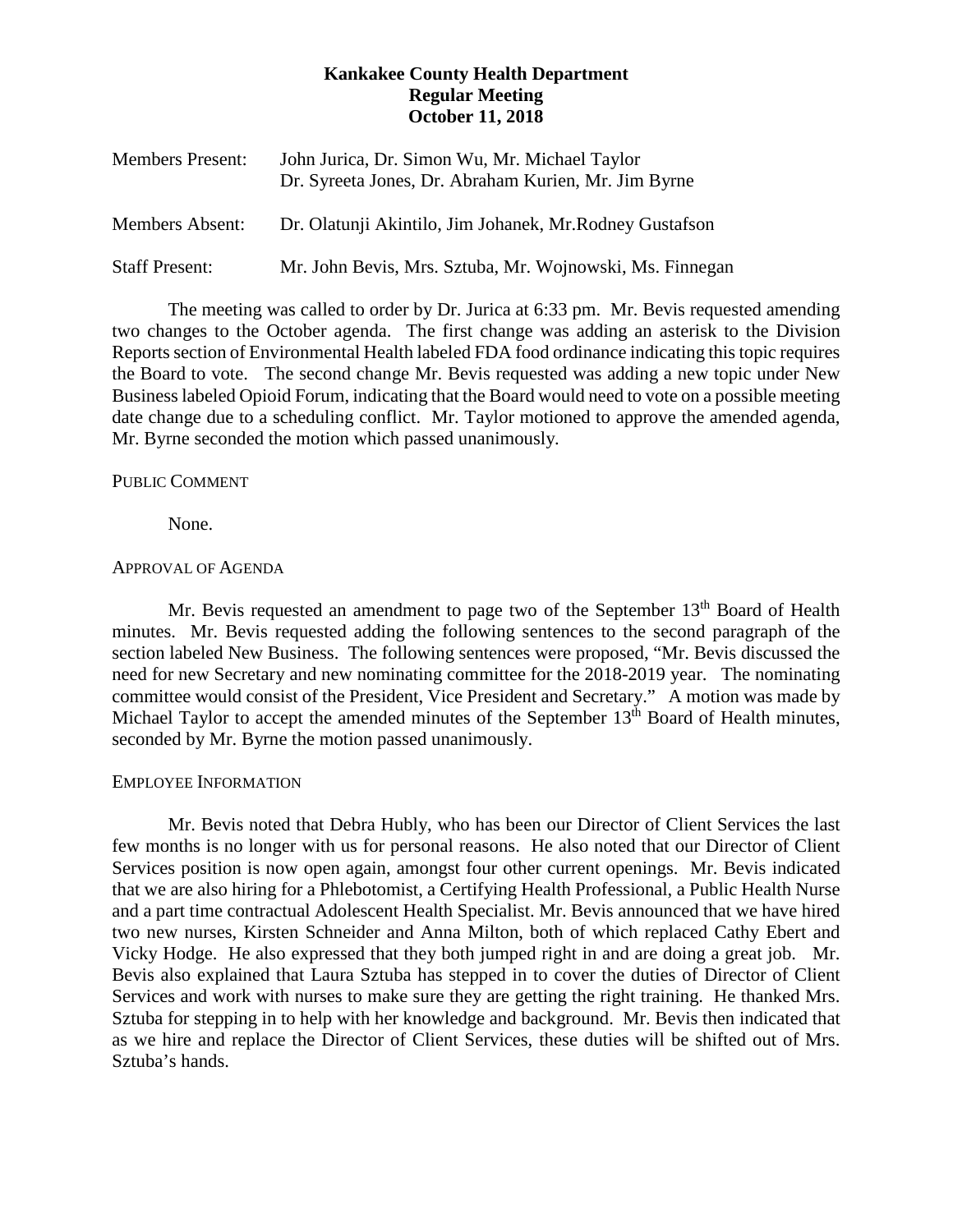**Kankakee County Health Department**
**Regular Meeting**
**October 11, 2018**

| | |
|---|---|
| Members Present: | John Jurica, Dr. Simon Wu, Mr. Michael Taylor Dr. Syreeta Jones, Dr. Abraham Kurien, Mr. Jim Byrne |
| Members Absent: | Dr. Olatunji Akintilo, Jim Johanek, Mr.Rodney Gustafson |
| Staff Present: | Mr. John Bevis, Mrs. Sztuba, Mr. Wojnowski, Ms. Finnegan |

The meeting was called to order by Dr. Jurica at 6:33 pm. Mr. Bevis requested amending two changes to the October agenda. The first change was adding an asterisk to the Division Reports section of Environmental Health labeled FDA food ordinance indicating this topic requires the Board to vote. The second change Mr. Bevis requested was adding a new topic under New Business labeled Opioid Forum, indicating that the Board would need to vote on a possible meeting date change due to a scheduling conflict. Mr. Taylor motioned to approve the amended agenda, Mr. Byrne seconded the motion which passed unanimously.

PUBLIC COMMENT

None.

APPROVAL OF AGENDA

Mr. Bevis requested an amendment to page two of the September 13th Board of Health minutes. Mr. Bevis requested adding the following sentences to the second paragraph of the section labeled New Business. The following sentences were proposed, "Mr. Bevis discussed the need for new Secretary and new nominating committee for the 2018-2019 year. The nominating committee would consist of the President, Vice President and Secretary." A motion was made by Michael Taylor to accept the amended minutes of the September 13th Board of Health minutes, seconded by Mr. Byrne the motion passed unanimously.

EMPLOYEE INFORMATION

Mr. Bevis noted that Debra Hubly, who has been our Director of Client Services the last few months is no longer with us for personal reasons. He also noted that our Director of Client Services position is now open again, amongst four other current openings. Mr. Bevis indicated that we are also hiring for a Phlebotomist, a Certifying Health Professional, a Public Health Nurse and a part time contractual Adolescent Health Specialist. Mr. Bevis announced that we have hired two new nurses, Kirsten Schneider and Anna Milton, both of which replaced Cathy Ebert and Vicky Hodge. He also expressed that they both jumped right in and are doing a great job. Mr. Bevis also explained that Laura Sztuba has stepped in to cover the duties of Director of Client Services and work with nurses to make sure they are getting the right training. He thanked Mrs. Sztuba for stepping in to help with her knowledge and background. Mr. Bevis then indicated that as we hire and replace the Director of Client Services, these duties will be shifted out of Mrs. Sztuba's hands.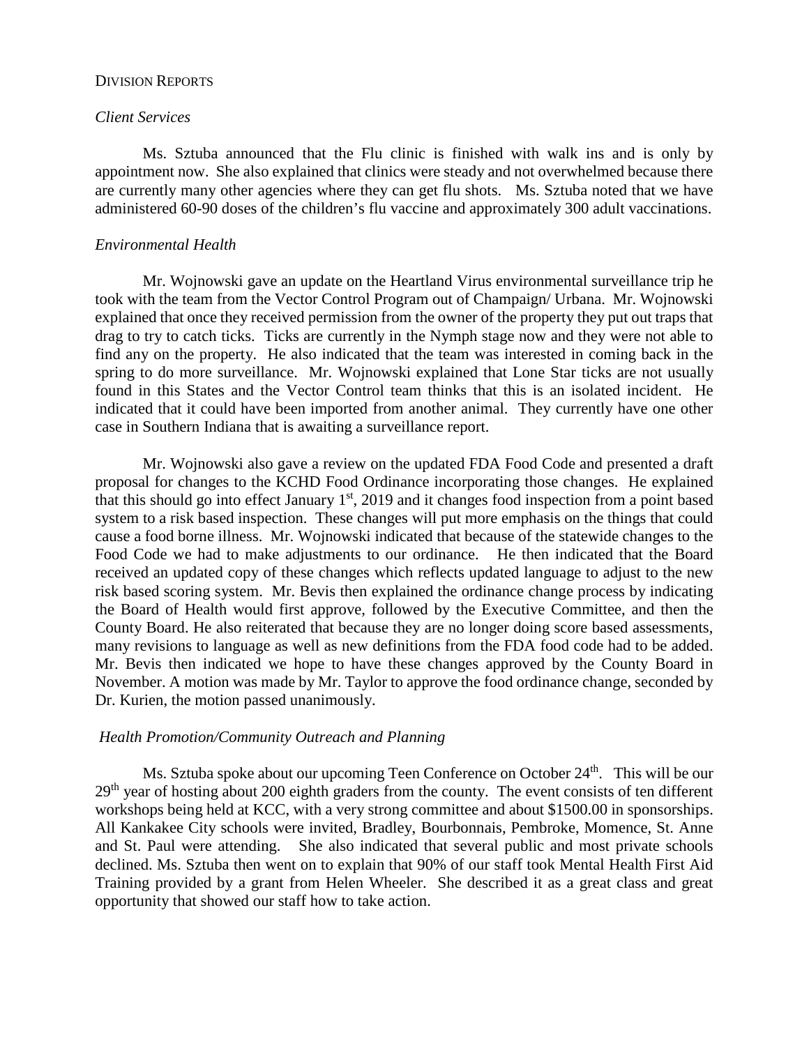DIVISION REPORTS

*Client Services*

Ms. Sztuba announced that the Flu clinic is finished with walk ins and is only by appointment now. She also explained that clinics were steady and not overwhelmed because there are currently many other agencies where they can get flu shots. Ms. Sztuba noted that we have administered 60-90 doses of the children's flu vaccine and approximately 300 adult vaccinations.

*Environmental Health*

Mr. Wojnowski gave an update on the Heartland Virus environmental surveillance trip he took with the team from the Vector Control Program out of Champaign/ Urbana. Mr. Wojnowski explained that once they received permission from the owner of the property they put out traps that drag to try to catch ticks. Ticks are currently in the Nymph stage now and they were not able to find any on the property. He also indicated that the team was interested in coming back in the spring to do more surveillance. Mr. Wojnowski explained that Lone Star ticks are not usually found in this States and the Vector Control team thinks that this is an isolated incident. He indicated that it could have been imported from another animal. They currently have one other case in Southern Indiana that is awaiting a surveillance report.

Mr. Wojnowski also gave a review on the updated FDA Food Code and presented a draft proposal for changes to the KCHD Food Ordinance incorporating those changes. He explained that this should go into effect January 1st, 2019 and it changes food inspection from a point based system to a risk based inspection. These changes will put more emphasis on the things that could cause a food borne illness. Mr. Wojnowski indicated that because of the statewide changes to the Food Code we had to make adjustments to our ordinance. He then indicated that the Board received an updated copy of these changes which reflects updated language to adjust to the new risk based scoring system. Mr. Bevis then explained the ordinance change process by indicating the Board of Health would first approve, followed by the Executive Committee, and then the County Board. He also reiterated that because they are no longer doing score based assessments, many revisions to language as well as new definitions from the FDA food code had to be added. Mr. Bevis then indicated we hope to have these changes approved by the County Board in November. A motion was made by Mr. Taylor to approve the food ordinance change, seconded by Dr. Kurien, the motion passed unanimously.

*Health Promotion/Community Outreach and Planning*

Ms. Sztuba spoke about our upcoming Teen Conference on October 24th. This will be our 29th year of hosting about 200 eighth graders from the county. The event consists of ten different workshops being held at KCC, with a very strong committee and about $1500.00 in sponsorships. All Kankakee City schools were invited, Bradley, Bourbonnais, Pembroke, Momence, St. Anne and St. Paul were attending. She also indicated that several public and most private schools declined. Ms. Sztuba then went on to explain that 90% of our staff took Mental Health First Aid Training provided by a grant from Helen Wheeler. She described it as a great class and great opportunity that showed our staff how to take action.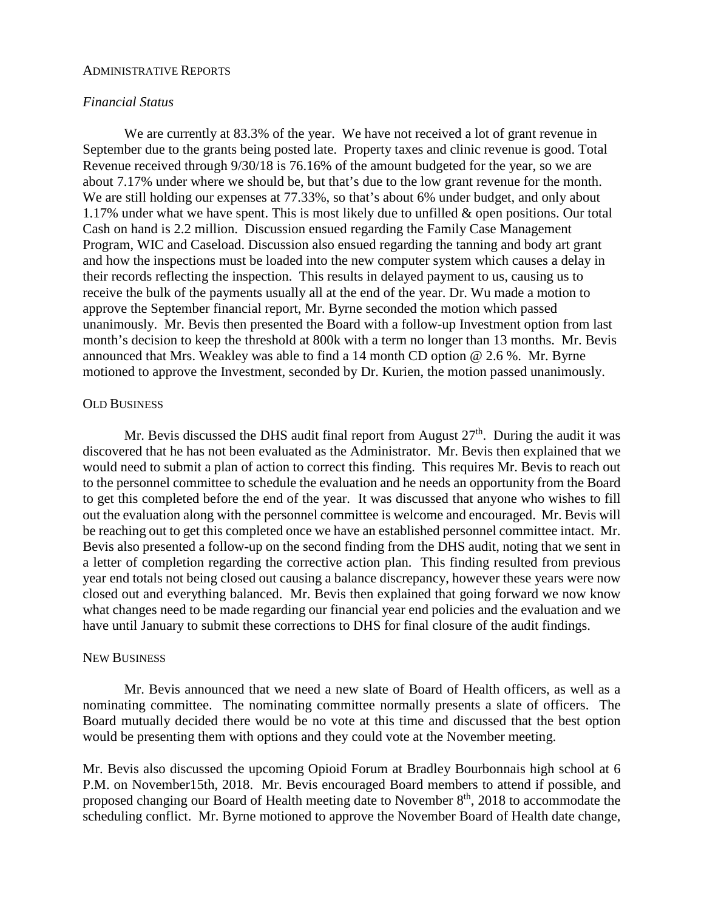## Administrative Reports

*Financial Status*

We are currently at 83.3% of the year. We have not received a lot of grant revenue in September due to the grants being posted late. Property taxes and clinic revenue is good. Total Revenue received through 9/30/18 is 76.16% of the amount budgeted for the year, so we are about 7.17% under where we should be, but that's due to the low grant revenue for the month. We are still holding our expenses at 77.33%, so that's about 6% under budget, and only about 1.17% under what we have spent. This is most likely due to unfilled & open positions. Our total Cash on hand is 2.2 million. Discussion ensued regarding the Family Case Management Program, WIC and Caseload. Discussion also ensued regarding the tanning and body art grant and how the inspections must be loaded into the new computer system which causes a delay in their records reflecting the inspection. This results in delayed payment to us, causing us to receive the bulk of the payments usually all at the end of the year. Dr. Wu made a motion to approve the September financial report, Mr. Byrne seconded the motion which passed unanimously. Mr. Bevis then presented the Board with a follow-up Investment option from last month's decision to keep the threshold at 800k with a term no longer than 13 months. Mr. Bevis announced that Mrs. Weakley was able to find a 14 month CD option @ 2.6 %. Mr. Byrne motioned to approve the Investment, seconded by Dr. Kurien, the motion passed unanimously.

## Old Business

Mr. Bevis discussed the DHS audit final report from August 27th. During the audit it was discovered that he has not been evaluated as the Administrator. Mr. Bevis then explained that we would need to submit a plan of action to correct this finding. This requires Mr. Bevis to reach out to the personnel committee to schedule the evaluation and he needs an opportunity from the Board to get this completed before the end of the year. It was discussed that anyone who wishes to fill out the evaluation along with the personnel committee is welcome and encouraged. Mr. Bevis will be reaching out to get this completed once we have an established personnel committee intact. Mr. Bevis also presented a follow-up on the second finding from the DHS audit, noting that we sent in a letter of completion regarding the corrective action plan. This finding resulted from previous year end totals not being closed out causing a balance discrepancy, however these years were now closed out and everything balanced. Mr. Bevis then explained that going forward we now know what changes need to be made regarding our financial year end policies and the evaluation and we have until January to submit these corrections to DHS for final closure of the audit findings.

## New Business

Mr. Bevis announced that we need a new slate of Board of Health officers, as well as a nominating committee. The nominating committee normally presents a slate of officers. The Board mutually decided there would be no vote at this time and discussed that the best option would be presenting them with options and they could vote at the November meeting.

Mr. Bevis also discussed the upcoming Opioid Forum at Bradley Bourbonnais high school at 6 P.M. on November15th, 2018. Mr. Bevis encouraged Board members to attend if possible, and proposed changing our Board of Health meeting date to November 8th, 2018 to accommodate the scheduling conflict. Mr. Byrne motioned to approve the November Board of Health date change,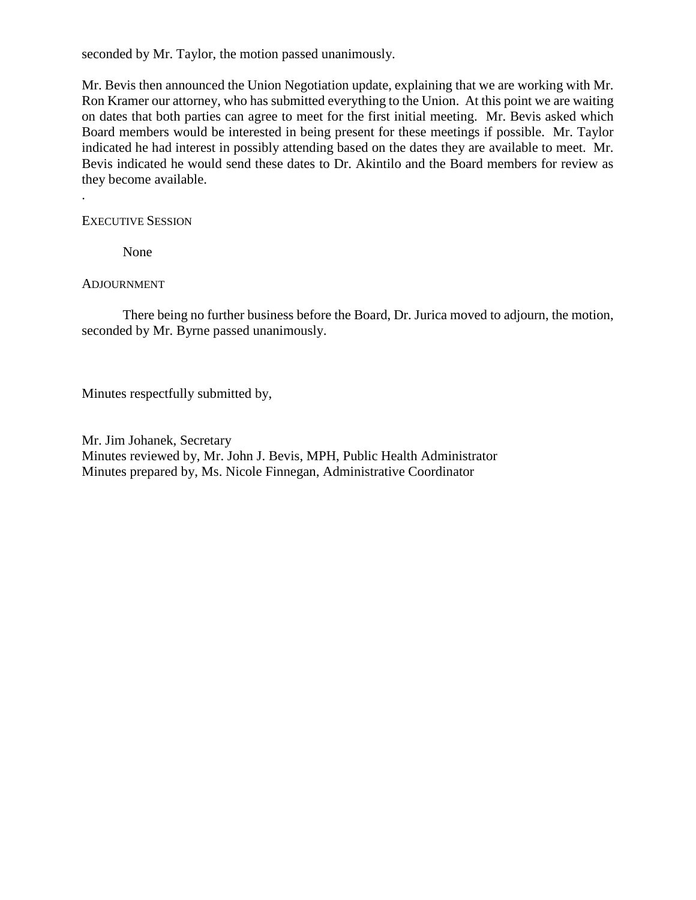seconded by Mr. Taylor, the motion passed unanimously.

Mr. Bevis then announced the Union Negotiation update, explaining that we are working with Mr. Ron Kramer our attorney, who has submitted everything to the Union. At this point we are waiting on dates that both parties can agree to meet for the first initial meeting. Mr. Bevis asked which Board members would be interested in being present for these meetings if possible. Mr. Taylor indicated he had interest in possibly attending based on the dates they are available to meet. Mr. Bevis indicated he would send these dates to Dr. Akintilo and the Board members for review as they become available.

.

EXECUTIVE SESSION

None

ADJOURNMENT

There being no further business before the Board, Dr. Jurica moved to adjourn, the motion, seconded by Mr. Byrne passed unanimously.

Minutes respectfully submitted by,

Mr. Jim Johanek, Secretary
Minutes reviewed by, Mr. John J. Bevis, MPH, Public Health Administrator
Minutes prepared by, Ms. Nicole Finnegan, Administrative Coordinator